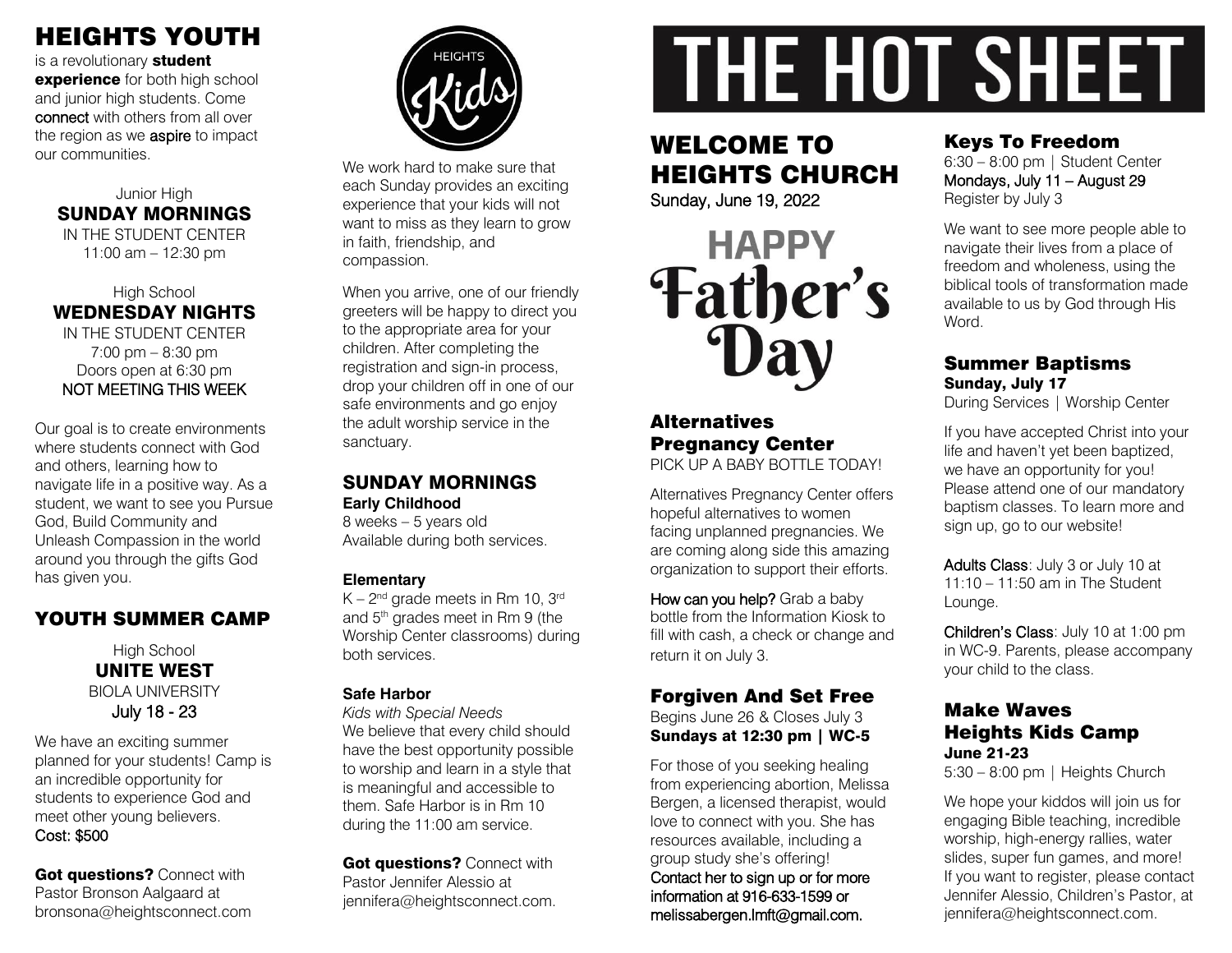# HEIGHTS YOUTH

is a revolutionary **student experience** for both high school and junior high students. Come connect with others from all over the region as we aspire to impact our communities.

Junior High
**SUNDAY MORNINGS**
IN THE STUDENT CENTER
11:00 am – 12:30 pm

High School
**WEDNESDAY NIGHTS**
IN THE STUDENT CENTER
7:00 pm – 8:30 pm
Doors open at 6:30 pm
NOT MEETING THIS WEEK

Our goal is to create environments where students connect with God and others, learning how to navigate life in a positive way. As a student, we want to see you Pursue God, Build Community and Unleash Compassion in the world around you through the gifts God has given you.

## YOUTH SUMMER CAMP

High School
**UNITE WEST**
BIOLA UNIVERSITY
July 18 - 23

We have an exciting summer planned for your students! Camp is an incredible opportunity for students to experience God and meet other young believers.
Cost: $500

**Got questions?** Connect with Pastor Bronson Aalgaard at bronsona@heightsconnect.com

HEIGHTS Kids

We work hard to make sure that each Sunday provides an exciting experience that your kids will not want to miss as they learn to grow in faith, friendship, and compassion.

When you arrive, one of our friendly greeters will be happy to direct you to the appropriate area for your children. After completing the registration and sign-in process, drop your children off in one of our safe environments and go enjoy the adult worship service in the sanctuary.

## SUNDAY MORNINGS

**Early Childhood**
8 weeks – 5 years old
Available during both services.

**Elementary**
K – 2nd grade meets in Rm 10, 3rd and 5th grades meet in Rm 9 (the Worship Center classrooms) during both services.

**Safe Harbor**
*Kids with Special Needs*
We believe that every child should have the best opportunity possible to worship and learn in a style that is meaningful and accessible to them. Safe Harbor is in Rm 10 during the 11:00 am service.

**Got questions?** Connect with Pastor Jennifer Alessio at jennifera@heightsconnect.com.

# THE HOT SHEET

## WELCOME TO HEIGHTS CHURCH

Sunday, June 19, 2022

HAPPY Father's Day

### Alternatives Pregnancy Center

PICK UP A BABY BOTTLE TODAY!

Alternatives Pregnancy Center offers hopeful alternatives to women facing unplanned pregnancies. We are coming along side this amazing organization to support their efforts.

How can you help? Grab a baby bottle from the Information Kiosk to fill with cash, a check or change and return it on July 3.

### Forgiven And Set Free

Begins June 26 & Closes July 3
**Sundays at 12:30 pm | WC-5**

For those of you seeking healing from experiencing abortion, Melissa Bergen, a licensed therapist, would love to connect with you. She has resources available, including a group study she's offering!
Contact her to sign up or for more information at 916-633-1599 or melissabergen.lmft@gmail.com.

### Keys To Freedom

6:30 – 8:00 pm | Student Center
Mondays, July 11 – August 29
Register by July 3

We want to see more people able to navigate their lives from a place of freedom and wholeness, using the biblical tools of transformation made available to us by God through His Word.

### Summer Baptisms

**Sunday, July 17**
During Services | Worship Center

If you have accepted Christ into your life and haven't yet been baptized, we have an opportunity for you! Please attend one of our mandatory baptism classes. To learn more and sign up, go to our website!

Adults Class: July 3 or July 10 at 11:10 – 11:50 am in The Student Lounge.

Children's Class: July 10 at 1:00 pm in WC-9. Parents, please accompany your child to the class.

### Make Waves Heights Kids Camp

**June 21-23**
5:30 – 8:00 pm | Heights Church

We hope your kiddos will join us for engaging Bible teaching, incredible worship, high-energy rallies, water slides, super fun games, and more! If you want to register, please contact Jennifer Alessio, Children's Pastor, at jennifera@heightsconnect.com.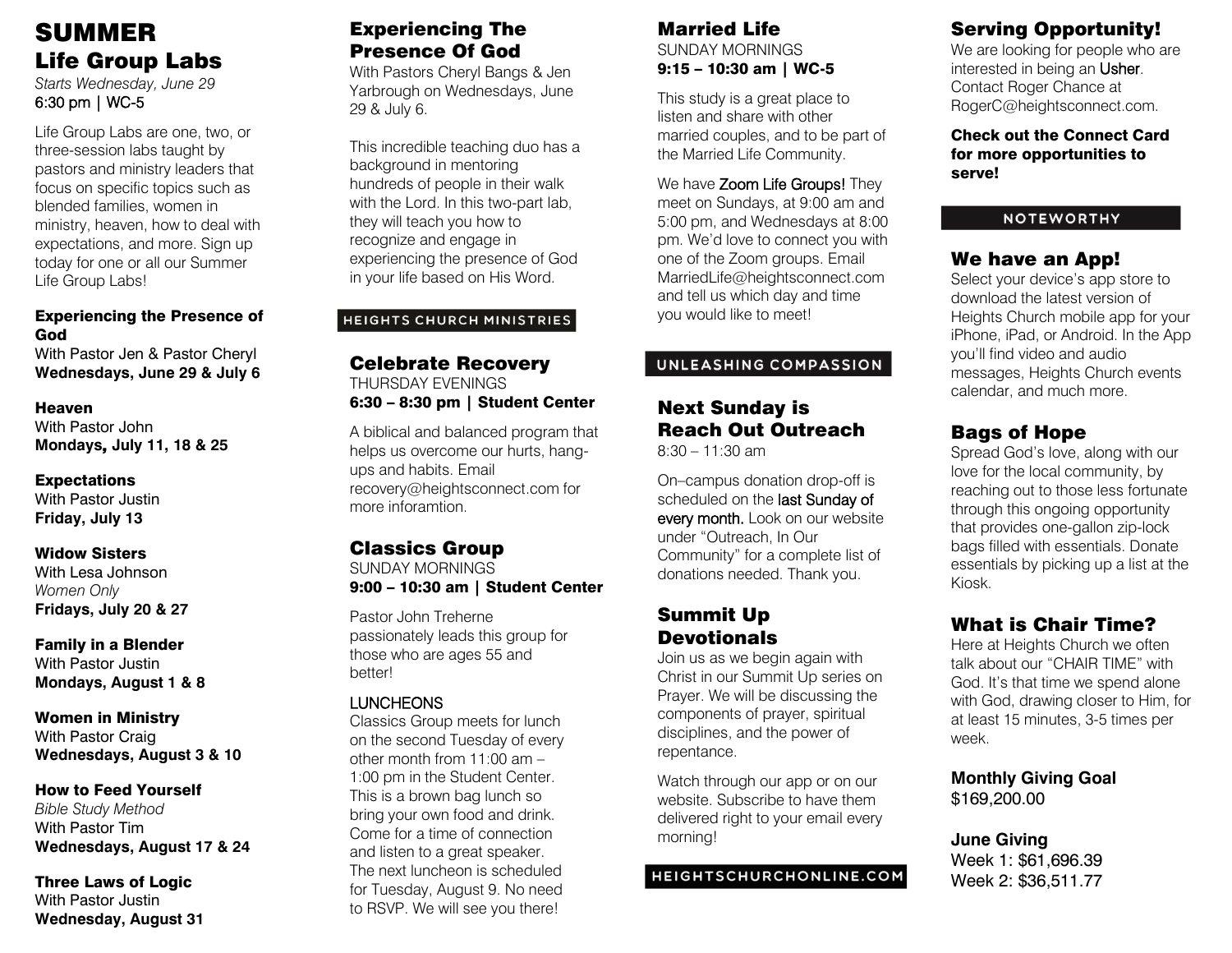# SUMMER
## Life Group Labs

*Starts Wednesday, June 29*
6:30 pm | WC-5

Life Group Labs are one, two, or three-session labs taught by pastors and ministry leaders that focus on specific topics such as blended families, women in ministry, heaven, how to deal with expectations, and more. Sign up today for one or all our Summer Life Group Labs!

**Experiencing the Presence of God**
With Pastor Jen & Pastor Cheryl
**Wednesdays, June 29 & July 6**

**Heaven**
With Pastor John
**Mondays, July 11, 18 & 25**

**Expectations**
With Pastor Justin
**Friday, July 13**

**Widow Sisters**
With Lesa Johnson
*Women Only*
**Fridays, July 20 & 27**

**Family in a Blender**
With Pastor Justin
**Mondays, August 1 & 8**

**Women in Ministry**
With Pastor Craig
**Wednesdays, August 3 & 10**

**How to Feed Yourself**
*Bible Study Method*
With Pastor Tim
**Wednesdays, August 17 & 24**

**Three Laws of Logic**
With Pastor Justin
**Wednesday, August 31**

## Experiencing The Presence Of God

With Pastors Cheryl Bangs & Jen Yarbrough on Wednesdays, June 29 & July 6.

This incredible teaching duo has a background in mentoring hundreds of people in their walk with the Lord. In this two-part lab, they will teach you how to recognize and engage in experiencing the presence of God in your life based on His Word.

**HEIGHTS CHURCH MINISTRIES**

## Celebrate Recovery

THURSDAY EVENINGS
**6:30 – 8:30 pm | Student Center**

A biblical and balanced program that helps us overcome our hurts, hang-ups and habits. Email recovery@heightsconnect.com for more inforamtion.

## Classics Group

SUNDAY MORNINGS
**9:00 – 10:30 am | Student Center**

Pastor John Treherne passionately leads this group for those who are ages 55 and better!

LUNCHEONS
Classics Group meets for lunch on the second Tuesday of every other month from 11:00 am – 1:00 pm in the Student Center. This is a brown bag lunch so bring your own food and drink. Come for a time of connection and listen to a great speaker. The next luncheon is scheduled for Tuesday, August 9. No need to RSVP. We will see you there!

## Married Life

SUNDAY MORNINGS
**9:15 – 10:30 am | WC-5**

This study is a great place to listen and share with other married couples, and to be part of the Married Life Community.

We have Zoom Life Groups! They meet on Sundays, at 9:00 am and 5:00 pm, and Wednesdays at 8:00 pm. We'd love to connect you with one of the Zoom groups. Email MarriedLife@heightsconnect.com and tell us which day and time you would like to meet!

**UNLEASHING COMPASSION**

## Next Sunday is Reach Out Outreach

8:30 – 11:30 am

On–campus donation drop-off is scheduled on the last Sunday of every month. Look on our website under "Outreach, In Our Community" for a complete list of donations needed. Thank you.

## Summit Up Devotionals

Join us as we begin again with Christ in our Summit Up series on Prayer. We will be discussing the components of prayer, spiritual disciplines, and the power of repentance.

Watch through our app or on our website. Subscribe to have them delivered right to your email every morning!

**HEIGHTSCHURCHONLINE.COM**

## Serving Opportunity!

We are looking for people who are interested in being an Usher. Contact Roger Chance at RogerC@heightsconnect.com.

**Check out the Connect Card for more opportunities to serve!**

**NOTEWORTHY**

## We have an App!

Select your device's app store to download the latest version of Heights Church mobile app for your iPhone, iPad, or Android. In the App you'll find video and audio messages, Heights Church events calendar, and much more.

## Bags of Hope

Spread God's love, along with our love for the local community, by reaching out to those less fortunate through this ongoing opportunity that provides one-gallon zip-lock bags filled with essentials. Donate essentials by picking up a list at the Kiosk.

## What is Chair Time?

Here at Heights Church we often talk about our "CHAIR TIME" with God. It's that time we spend alone with God, drawing closer to Him, for at least 15 minutes, 3-5 times per week.

**Monthly Giving Goal**
$169,200.00

**June Giving**
Week 1: $61,696.39
Week 2: $36,511.77